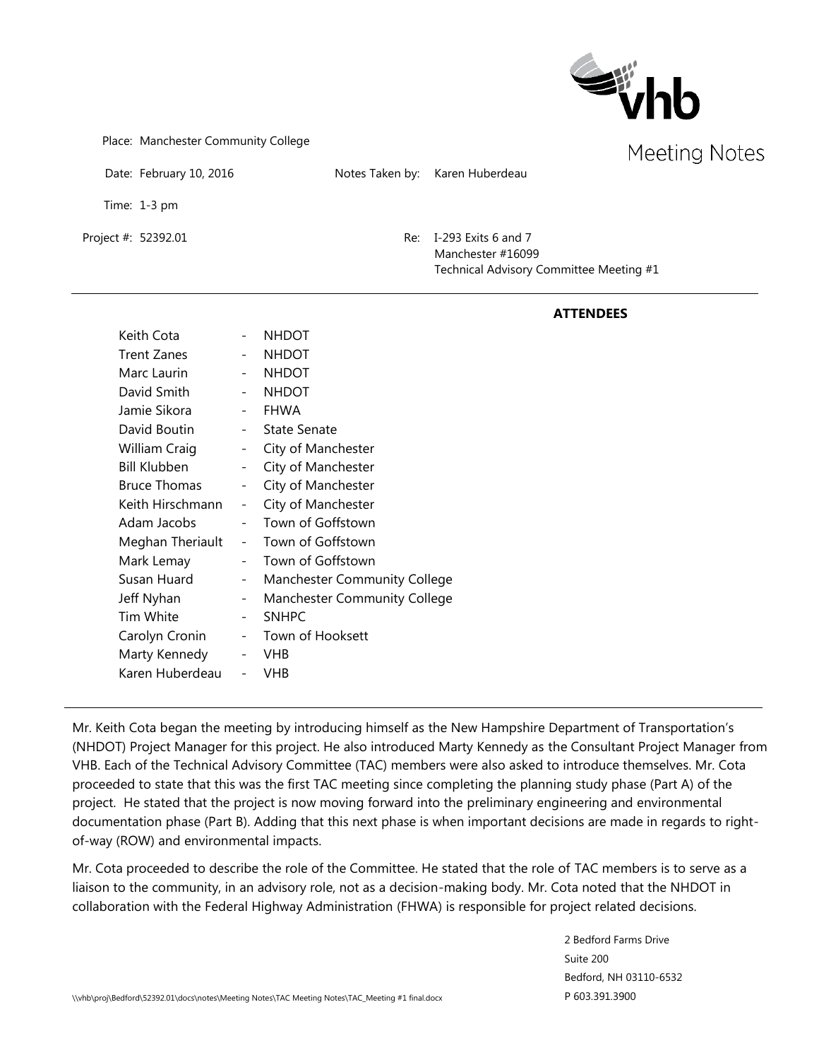# Meeting Notes

Place: Manchester Community College

Date: February 10, 2016

Notes Taken by: Karen Huberdeau

Time: 1-3 pm

Project #: 52392.01

Re: I-293 Exits 6 and 7
Manchester #16099
Technical Advisory Committee Meeting #1

---

## ATTENDEES

| | | |
|---|---|---|
| Keith Cota | - | NHDOT |
| Trent Zanes | - | NHDOT |
| Marc Laurin | - | NHDOT |
| David Smith | - | NHDOT |
| Jamie Sikora | - | FHWA |
| David Boutin | - | State Senate |
| William Craig | - | City of Manchester |
| Bill Klubben | - | City of Manchester |
| Bruce Thomas | - | City of Manchester |
| Keith Hirschmann | - | City of Manchester |
| Adam Jacobs | - | Town of Goffstown |
| Meghan Theriault | - | Town of Goffstown |
| Mark Lemay | - | Town of Goffstown |
| Susan Huard | - | Manchester Community College |
| Jeff Nyhan | - | Manchester Community College |
| Tim White | - | SNHPC |
| Carolyn Cronin | - | Town of Hooksett |
| Marty Kennedy | - | VHB |
| Karen Huberdeau | - | VHB |

---

Mr. Keith Cota began the meeting by introducing himself as the New Hampshire Department of Transportation's (NHDOT) Project Manager for this project. He also introduced Marty Kennedy as the Consultant Project Manager from VHB. Each of the Technical Advisory Committee (TAC) members were also asked to introduce themselves. Mr. Cota proceeded to state that this was the first TAC meeting since completing the planning study phase (Part A) of the project. He stated that the project is now moving forward into the preliminary engineering and environmental documentation phase (Part B). Adding that this next phase is when important decisions are made in regards to right-of-way (ROW) and environmental impacts.

Mr. Cota proceeded to describe the role of the Committee. He stated that the role of TAC members is to serve as a liaison to the community, in an advisory role, not as a decision-making body. Mr. Cota noted that the NHDOT in collaboration with the Federal Highway Administration (FHWA) is responsible for project related decisions.

2 Bedford Farms Drive
Suite 200
Bedford, NH 03110-6532
P 603.391.3900

\\vhb\proj\Bedford\52392.01\docs\notes\Meeting Notes\TAC Meeting Notes\TAC_Meeting #1 final.docx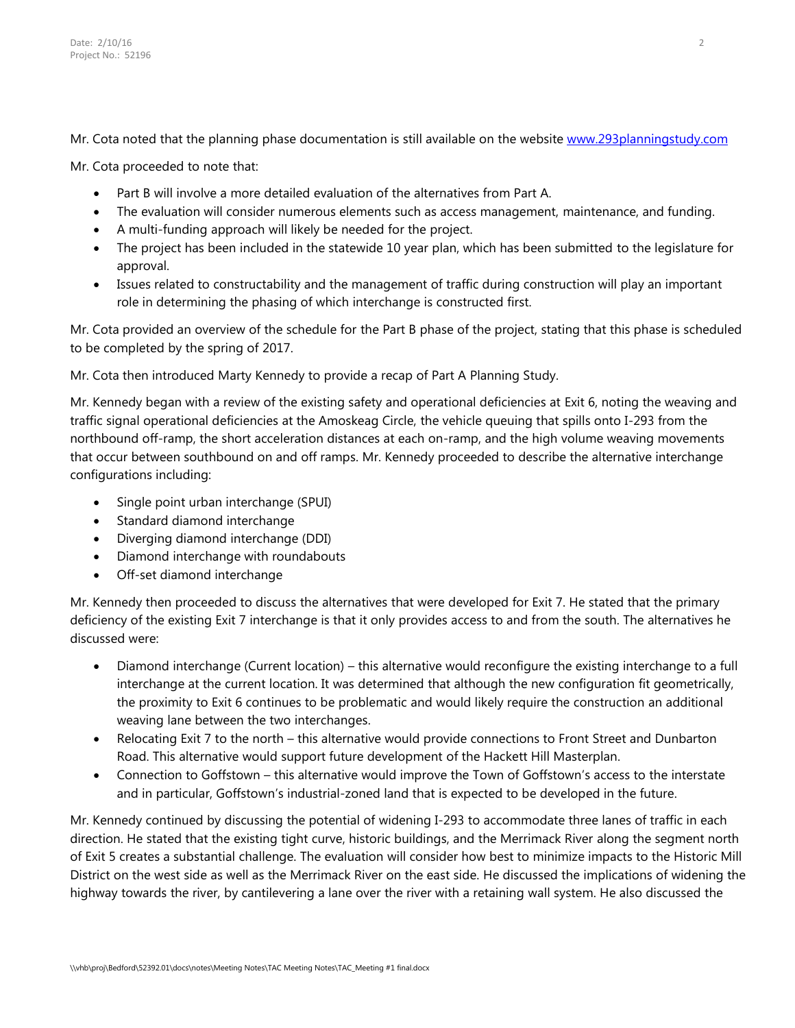Mr. Cota noted that the planning phase documentation is still available on the website www.293planningstudy.com

Mr. Cota proceeded to note that:

- Part B will involve a more detailed evaluation of the alternatives from Part A.
- The evaluation will consider numerous elements such as access management, maintenance, and funding.
- A multi-funding approach will likely be needed for the project.
- The project has been included in the statewide 10 year plan, which has been submitted to the legislature for approval.
- Issues related to constructability and the management of traffic during construction will play an important role in determining the phasing of which interchange is constructed first.

Mr. Cota provided an overview of the schedule for the Part B phase of the project, stating that this phase is scheduled to be completed by the spring of 2017.

Mr. Cota then introduced Marty Kennedy to provide a recap of Part A Planning Study.

Mr. Kennedy began with a review of the existing safety and operational deficiencies at Exit 6, noting the weaving and traffic signal operational deficiencies at the Amoskeag Circle, the vehicle queuing that spills onto I-293 from the northbound off-ramp, the short acceleration distances at each on-ramp, and the high volume weaving movements that occur between southbound on and off ramps. Mr. Kennedy proceeded to describe the alternative interchange configurations including:

- Single point urban interchange (SPUI)
- Standard diamond interchange
- Diverging diamond interchange (DDI)
- Diamond interchange with roundabouts
- Off-set diamond interchange

Mr. Kennedy then proceeded to discuss the alternatives that were developed for Exit 7. He stated that the primary deficiency of the existing Exit 7 interchange is that it only provides access to and from the south. The alternatives he discussed were:

- Diamond interchange (Current location) – this alternative would reconfigure the existing interchange to a full interchange at the current location. It was determined that although the new configuration fit geometrically, the proximity to Exit 6 continues to be problematic and would likely require the construction an additional weaving lane between the two interchanges.
- Relocating Exit 7 to the north – this alternative would provide connections to Front Street and Dunbarton Road. This alternative would support future development of the Hackett Hill Masterplan.
- Connection to Goffstown – this alternative would improve the Town of Goffstown's access to the interstate and in particular, Goffstown's industrial-zoned land that is expected to be developed in the future.

Mr. Kennedy continued by discussing the potential of widening I-293 to accommodate three lanes of traffic in each direction. He stated that the existing tight curve, historic buildings, and the Merrimack River along the segment north of Exit 5 creates a substantial challenge. The evaluation will consider how best to minimize impacts to the Historic Mill District on the west side as well as the Merrimack River on the east side. He discussed the implications of widening the highway towards the river, by cantilevering a lane over the river with a retaining wall system. He also discussed the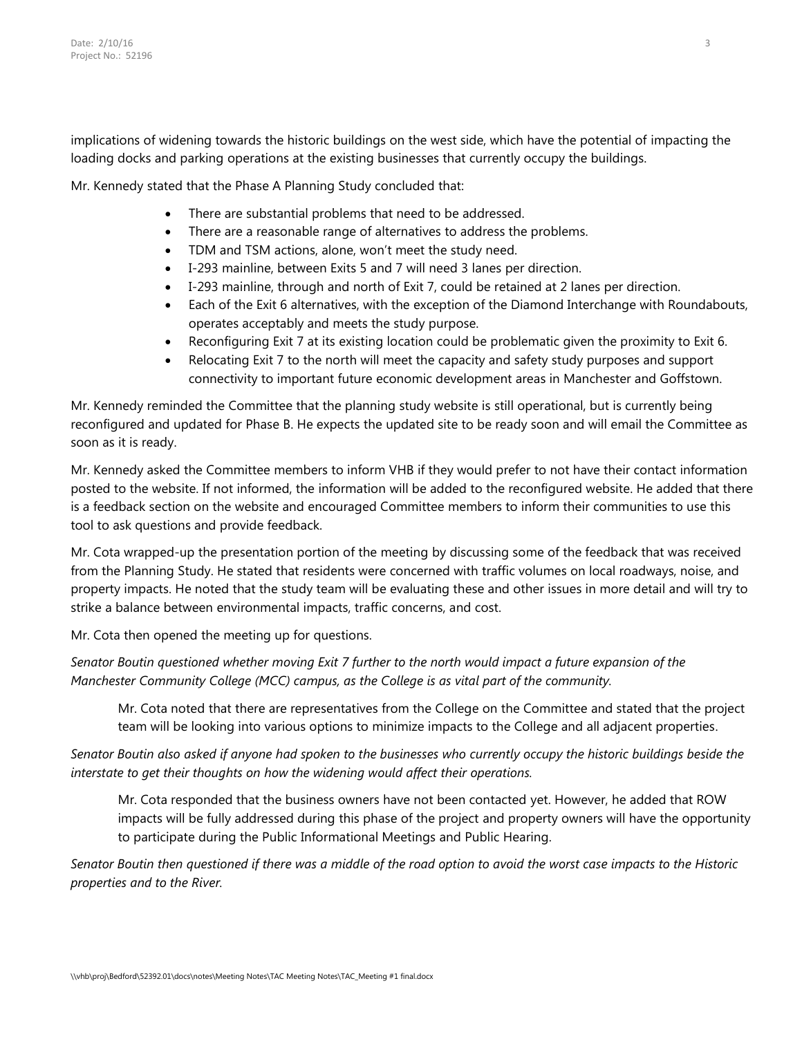implications of widening towards the historic buildings on the west side, which have the potential of impacting the loading docks and parking operations at the existing businesses that currently occupy the buildings.

Mr. Kennedy stated that the Phase A Planning Study concluded that:

- There are substantial problems that need to be addressed.
- There are a reasonable range of alternatives to address the problems.
- TDM and TSM actions, alone, won't meet the study need.
- I-293 mainline, between Exits 5 and 7 will need 3 lanes per direction.
- I-293 mainline, through and north of Exit 7, could be retained at 2 lanes per direction.
- Each of the Exit 6 alternatives, with the exception of the Diamond Interchange with Roundabouts, operates acceptably and meets the study purpose.
- Reconfiguring Exit 7 at its existing location could be problematic given the proximity to Exit 6.
- Relocating Exit 7 to the north will meet the capacity and safety study purposes and support connectivity to important future economic development areas in Manchester and Goffstown.

Mr. Kennedy reminded the Committee that the planning study website is still operational, but is currently being reconfigured and updated for Phase B. He expects the updated site to be ready soon and will email the Committee as soon as it is ready.

Mr. Kennedy asked the Committee members to inform VHB if they would prefer to not have their contact information posted to the website. If not informed, the information will be added to the reconfigured website. He added that there is a feedback section on the website and encouraged Committee members to inform their communities to use this tool to ask questions and provide feedback.

Mr. Cota wrapped-up the presentation portion of the meeting by discussing some of the feedback that was received from the Planning Study. He stated that residents were concerned with traffic volumes on local roadways, noise, and property impacts. He noted that the study team will be evaluating these and other issues in more detail and will try to strike a balance between environmental impacts, traffic concerns, and cost.

Mr. Cota then opened the meeting up for questions.

*Senator Boutin questioned whether moving Exit 7 further to the north would impact a future expansion of the Manchester Community College (MCC) campus, as the College is as vital part of the community.*

> Mr. Cota noted that there are representatives from the College on the Committee and stated that the project team will be looking into various options to minimize impacts to the College and all adjacent properties.

*Senator Boutin also asked if anyone had spoken to the businesses who currently occupy the historic buildings beside the interstate to get their thoughts on how the widening would affect their operations.*

> Mr. Cota responded that the business owners have not been contacted yet. However, he added that ROW impacts will be fully addressed during this phase of the project and property owners will have the opportunity to participate during the Public Informational Meetings and Public Hearing.

*Senator Boutin then questioned if there was a middle of the road option to avoid the worst case impacts to the Historic properties and to the River.*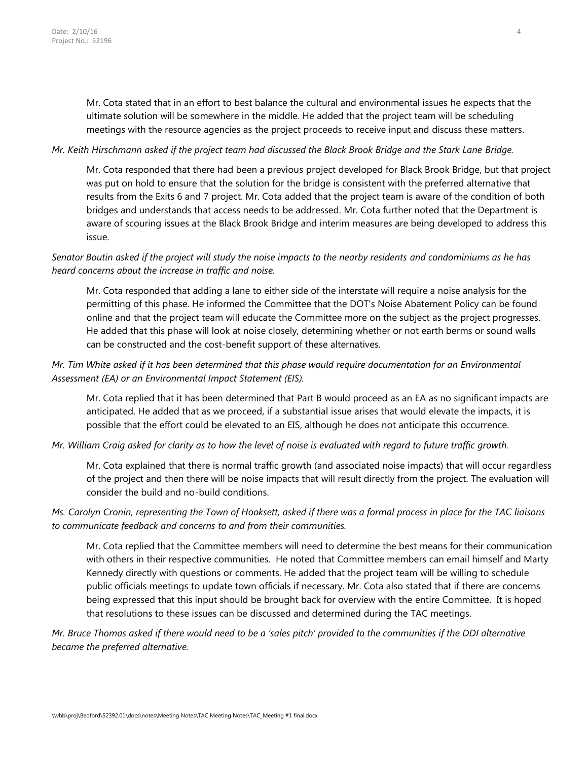Mr. Cota stated that in an effort to best balance the cultural and environmental issues he expects that the ultimate solution will be somewhere in the middle. He added that the project team will be scheduling meetings with the resource agencies as the project proceeds to receive input and discuss these matters.

*Mr. Keith Hirschmann asked if the project team had discussed the Black Brook Bridge and the Stark Lane Bridge.*

Mr. Cota responded that there had been a previous project developed for Black Brook Bridge, but that project was put on hold to ensure that the solution for the bridge is consistent with the preferred alternative that results from the Exits 6 and 7 project. Mr. Cota added that the project team is aware of the condition of both bridges and understands that access needs to be addressed. Mr. Cota further noted that the Department is aware of scouring issues at the Black Brook Bridge and interim measures are being developed to address this issue.

*Senator Boutin asked if the project will study the noise impacts to the nearby residents and condominiums as he has heard concerns about the increase in traffic and noise.*

Mr. Cota responded that adding a lane to either side of the interstate will require a noise analysis for the permitting of this phase. He informed the Committee that the DOT's Noise Abatement Policy can be found online and that the project team will educate the Committee more on the subject as the project progresses. He added that this phase will look at noise closely, determining whether or not earth berms or sound walls can be constructed and the cost-benefit support of these alternatives.

*Mr. Tim White asked if it has been determined that this phase would require documentation for an Environmental Assessment (EA) or an Environmental Impact Statement (EIS).*

Mr. Cota replied that it has been determined that Part B would proceed as an EA as no significant impacts are anticipated. He added that as we proceed, if a substantial issue arises that would elevate the impacts, it is possible that the effort could be elevated to an EIS, although he does not anticipate this occurrence.

*Mr. William Craig asked for clarity as to how the level of noise is evaluated with regard to future traffic growth.*

Mr. Cota explained that there is normal traffic growth (and associated noise impacts) that will occur regardless of the project and then there will be noise impacts that will result directly from the project. The evaluation will consider the build and no-build conditions.

*Ms. Carolyn Cronin, representing the Town of Hooksett, asked if there was a formal process in place for the TAC liaisons to communicate feedback and concerns to and from their communities.*

Mr. Cota replied that the Committee members will need to determine the best means for their communication with others in their respective communities. He noted that Committee members can email himself and Marty Kennedy directly with questions or comments. He added that the project team will be willing to schedule public officials meetings to update town officials if necessary. Mr. Cota also stated that if there are concerns being expressed that this input should be brought back for overview with the entire Committee. It is hoped that resolutions to these issues can be discussed and determined during the TAC meetings.

*Mr. Bruce Thomas asked if there would need to be a 'sales pitch' provided to the communities if the DDI alternative became the preferred alternative.*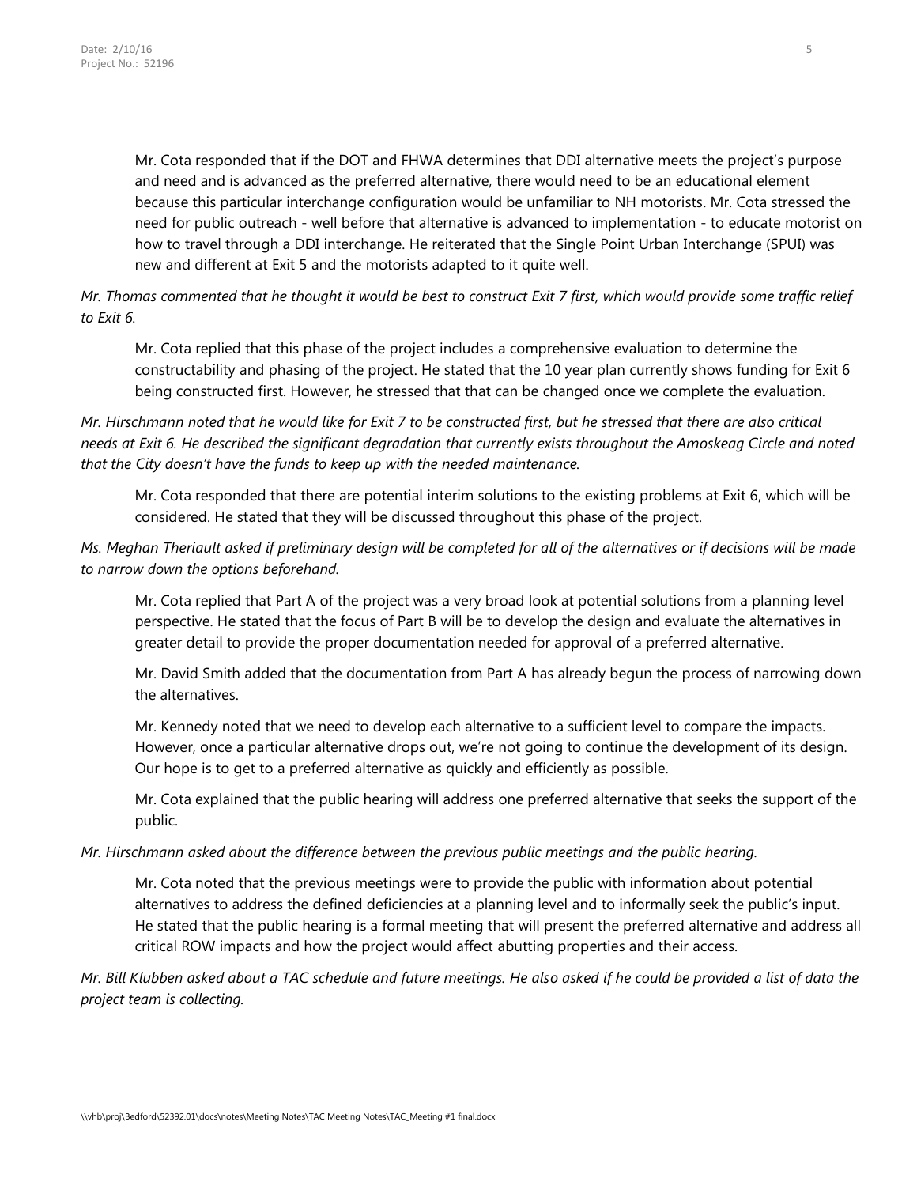Mr. Cota responded that if the DOT and FHWA determines that DDI alternative meets the project's purpose and need and is advanced as the preferred alternative, there would need to be an educational element because this particular interchange configuration would be unfamiliar to NH motorists. Mr. Cota stressed the need for public outreach - well before that alternative is advanced to implementation - to educate motorist on how to travel through a DDI interchange. He reiterated that the Single Point Urban Interchange (SPUI) was new and different at Exit 5 and the motorists adapted to it quite well.

*Mr. Thomas commented that he thought it would be best to construct Exit 7 first, which would provide some traffic relief to Exit 6.*

Mr. Cota replied that this phase of the project includes a comprehensive evaluation to determine the constructability and phasing of the project. He stated that the 10 year plan currently shows funding for Exit 6 being constructed first. However, he stressed that that can be changed once we complete the evaluation.

*Mr. Hirschmann noted that he would like for Exit 7 to be constructed first, but he stressed that there are also critical needs at Exit 6. He described the significant degradation that currently exists throughout the Amoskeag Circle and noted that the City doesn't have the funds to keep up with the needed maintenance.*

Mr. Cota responded that there are potential interim solutions to the existing problems at Exit 6, which will be considered. He stated that they will be discussed throughout this phase of the project.

*Ms. Meghan Theriault asked if preliminary design will be completed for all of the alternatives or if decisions will be made to narrow down the options beforehand.*

Mr. Cota replied that Part A of the project was a very broad look at potential solutions from a planning level perspective. He stated that the focus of Part B will be to develop the design and evaluate the alternatives in greater detail to provide the proper documentation needed for approval of a preferred alternative.

Mr. David Smith added that the documentation from Part A has already begun the process of narrowing down the alternatives.

Mr. Kennedy noted that we need to develop each alternative to a sufficient level to compare the impacts. However, once a particular alternative drops out, we're not going to continue the development of its design. Our hope is to get to a preferred alternative as quickly and efficiently as possible.

Mr. Cota explained that the public hearing will address one preferred alternative that seeks the support of the public.

*Mr. Hirschmann asked about the difference between the previous public meetings and the public hearing.*

Mr. Cota noted that the previous meetings were to provide the public with information about potential alternatives to address the defined deficiencies at a planning level and to informally seek the public's input. He stated that the public hearing is a formal meeting that will present the preferred alternative and address all critical ROW impacts and how the project would affect abutting properties and their access.

*Mr. Bill Klubben asked about a TAC schedule and future meetings. He also asked if he could be provided a list of data the project team is collecting.*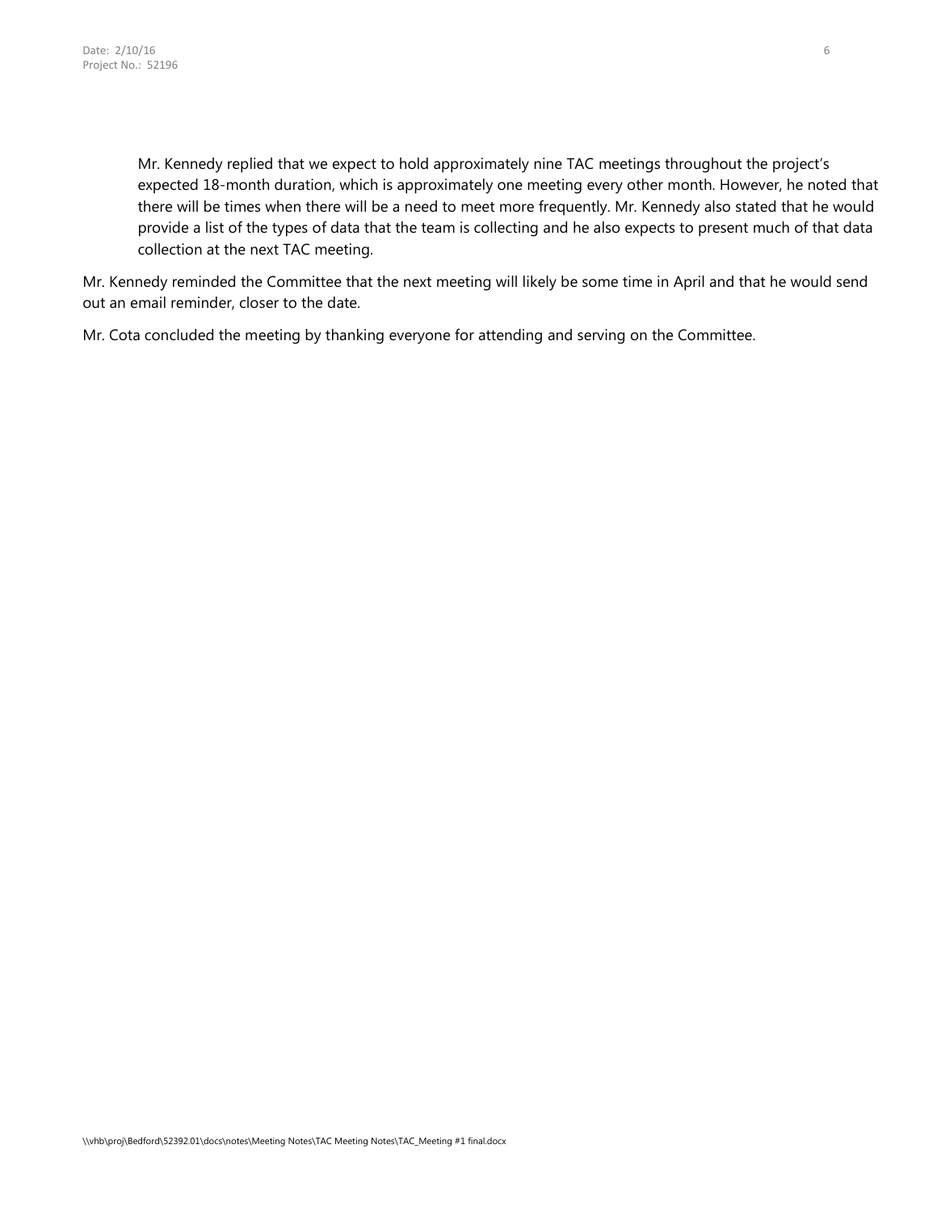Mr. Kennedy replied that we expect to hold approximately nine TAC meetings throughout the project's expected 18-month duration, which is approximately one meeting every other month. However, he noted that there will be times when there will be a need to meet more frequently. Mr. Kennedy also stated that he would provide a list of the types of data that the team is collecting and he also expects to present much of that data collection at the next TAC meeting.

Mr. Kennedy reminded the Committee that the next meeting will likely be some time in April and that he would send out an email reminder, closer to the date.

Mr. Cota concluded the meeting by thanking everyone for attending and serving on the Committee.